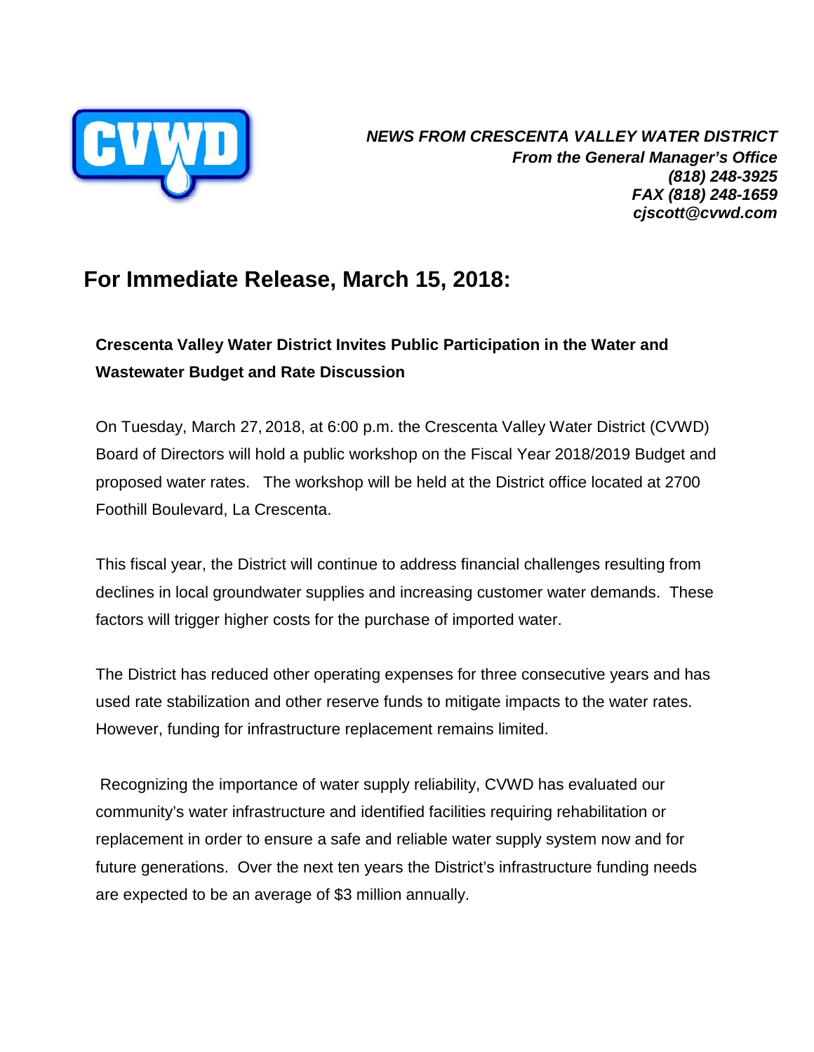***NEWS FROM CRESCENTA VALLEY WATER DISTRICT***
***From the General Manager's Office***
***(818) 248-3925***
***FAX (818) 248-1659***
***cjscott@cvwd.com***

# For Immediate Release, March 15, 2018:

**Crescenta Valley Water District Invites Public Participation in the Water and Wastewater Budget and Rate Discussion**

On Tuesday, March 27, 2018, at 6:00 p.m. the Crescenta Valley Water District (CVWD) Board of Directors will hold a public workshop on the Fiscal Year 2018/2019 Budget and proposed water rates. The workshop will be held at the District office located at 2700 Foothill Boulevard, La Crescenta.

This fiscal year, the District will continue to address financial challenges resulting from declines in local groundwater supplies and increasing customer water demands. These factors will trigger higher costs for the purchase of imported water.

The District has reduced other operating expenses for three consecutive years and has used rate stabilization and other reserve funds to mitigate impacts to the water rates. However, funding for infrastructure replacement remains limited.

Recognizing the importance of water supply reliability, CVWD has evaluated our community's water infrastructure and identified facilities requiring rehabilitation or replacement in order to ensure a safe and reliable water supply system now and for future generations. Over the next ten years the District's infrastructure funding needs are expected to be an average of $3 million annually.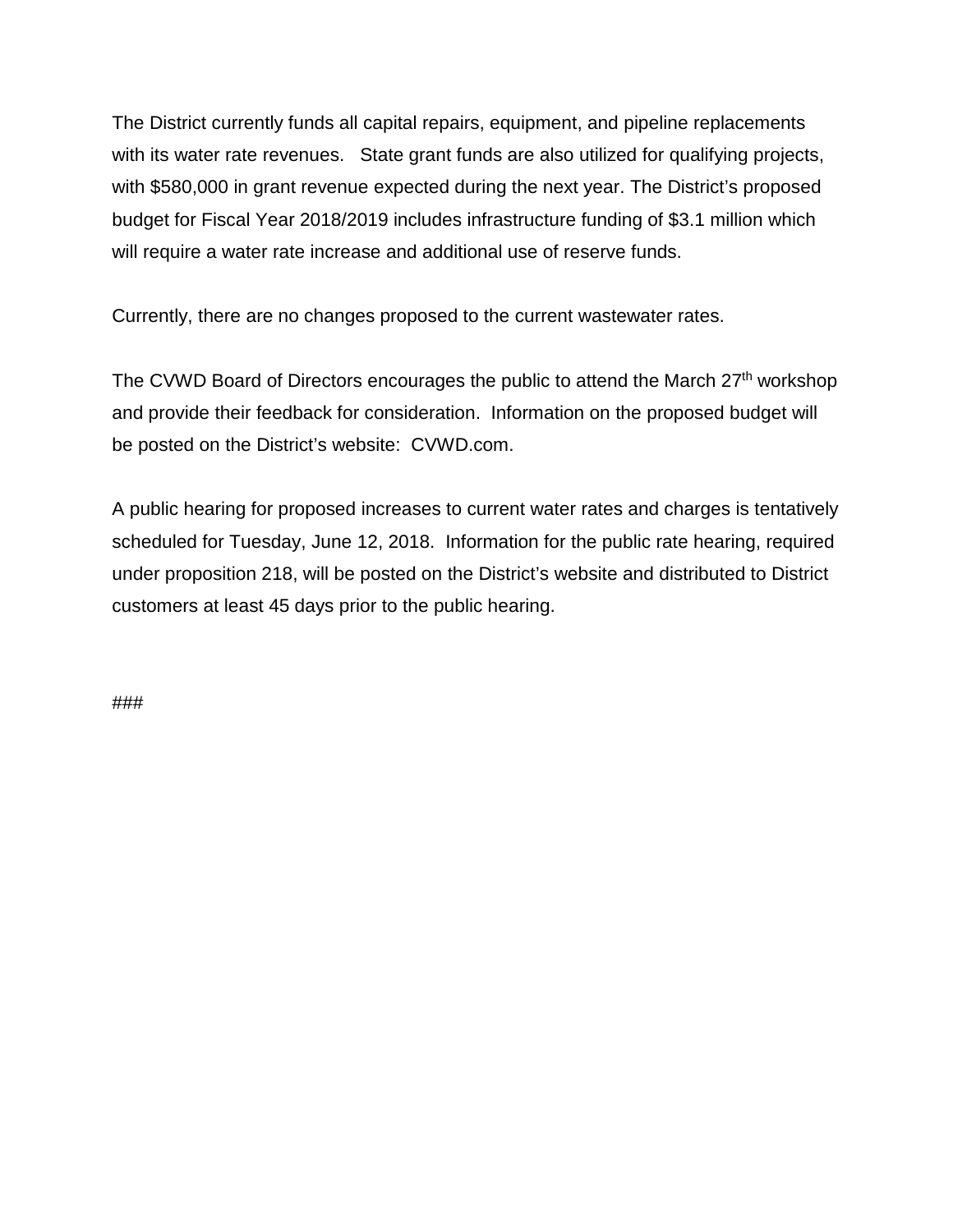The District currently funds all capital repairs, equipment, and pipeline replacements with its water rate revenues. State grant funds are also utilized for qualifying projects, with $580,000 in grant revenue expected during the next year. The District's proposed budget for Fiscal Year 2018/2019 includes infrastructure funding of $3.1 million which will require a water rate increase and additional use of reserve funds.

Currently, there are no changes proposed to the current wastewater rates.

The CVWD Board of Directors encourages the public to attend the March 27th workshop and provide their feedback for consideration. Information on the proposed budget will be posted on the District's website: CVWD.com.

A public hearing for proposed increases to current water rates and charges is tentatively scheduled for Tuesday, June 12, 2018. Information for the public rate hearing, required under proposition 218, will be posted on the District's website and distributed to District customers at least 45 days prior to the public hearing.

###